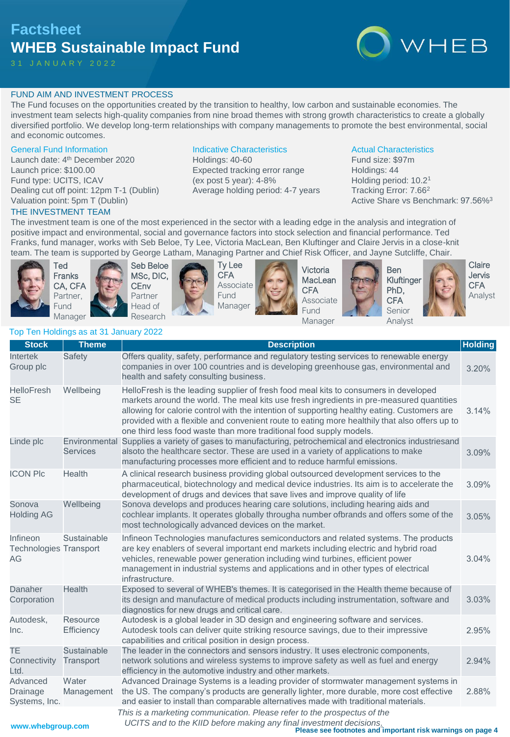# Factsheet

# WHEB Sustainable Impact Fund

31 JANUARY 2022

## FUND AIM AND INVESTMENT PROCESS

The Fund focuses on the opportunities created by the transition to healthy, low carbon and sustainable economies. The investment team selects high-quality companies from nine broad themes with strong growth characteristics to create a globally diversified portfolio. We develop long-term relationships with company managements to promote the best environmental, social and economic outcomes.

### General Fund Information

Launch date: 4th December 2020
Launch price: $100.00
Fund type: UCITS, ICAV
Dealing cut off point: 12pm T-1 (Dublin)
Valuation point: 5pm T (Dublin)

### Indicative Characteristics

Holdings: 40-60
Expected tracking error range (ex post 5 year): 4-8%
Average holding period: 4-7 years

### Actual Characteristics

Fund size: $97m
Holdings: 44
Holding period: 10.2[1]
Tracking Error: 7.66[2]
Active Share vs Benchmark: 97.56%[3]

## THE INVESTMENT TEAM

The investment team is one of the most experienced in the sector with a leading edge in the analysis and integration of positive impact and environmental, social and governance factors into stock selection and financial performance. Ted Franks, fund manager, works with Seb Beloe, Ty Lee, Victoria MacLean, Ben Kluftinger and Claire Jervis in a close-knit team. The team is supported by George Latham, Managing Partner and Chief Risk Officer, and Jayne Sutcliffe, Chair.

- Ted Franks CA, CFA — Partner, Fund Manager
- Seb Beloe MSc, DIC, CEnv — Partner Head of Research
- Ty Lee CFA — Associate Fund Manager
- Victoria MacLean CFA — Associate Fund Manager
- Ben Kluftinger PhD, CFA — Senior Analyst
- Claire Jervis CFA — Analyst

### Top Ten Holdings as at 31 January 2022

| Stock | Theme | Description | Holding |
|---|---|---|---|
| Intertek Group plc | Safety | Offers quality, safety, performance and regulatory testing services to renewable energy companies in over 100 countries and is developing greenhouse gas, environmental and health and safety consulting business. | 3.20% |
| HelloFresh SE | Wellbeing | HelloFresh is the leading supplier of fresh food meal kits to consumers in developed markets around the world. The meal kits use fresh ingredients in pre-measured quantities allowing for calorie control with the intention of supporting healthy eating. Customers are provided with a flexible and convenient route to eating more healthily that also offers up to one third less food waste than more traditional food supply models. | 3.14% |
| Linde plc | Environmental Services | Supplies a variety of gases to manufacturing, petrochemical and electronics industriesand alsoto the healthcare sector. These are used in a variety of applications to make manufacturing processes more efficient and to reduce harmful emissions. | 3.09% |
| ICON Plc | Health | A clinical research business providing global outsourced development services to the pharmaceutical, biotechnology and medical device industries. Its aim is to accelerate the development of drugs and devices that save lives and improve quality of life | 3.09% |
| Sonova Holding AG | Wellbeing | Sonova develops and produces hearing care solutions, including hearing aids and cochlear implants. It operates globally througha number ofbrands and offers some of the most technologically advanced devices on the market. | 3.05% |
| Infineon Technologies AG | Sustainable Transport | Infineon Technologies manufactures semiconductors and related systems. The products are key enablers of several important end markets including electric and hybrid road vehicles, renewable power generation including wind turbines, efficient power management in industrial systems and applications and in other types of electrical infrastructure. | 3.04% |
| Danaher Corporation | Health | Exposed to several of WHEB's themes. It is categorised in the Health theme because of its design and manufacture of medical products including instrumentation, software and diagnostics for new drugs and critical care. | 3.03% |
| Autodesk, Inc. | Resource Efficiency | Autodesk is a global leader in 3D design and engineering software and services. Autodesk tools can deliver quite striking resource savings, due to their impressive capabilities and critical position in design process. | 2.95% |
| TE Connectivity Ltd. | Sustainable Transport | The leader in the connectors and sensors industry. It uses electronic components, network solutions and wireless systems to improve safety as well as fuel and energy efficiency in the automotive industry and other markets. | 2.94% |
| Advanced Drainage Systems, Inc. | Water Management | Advanced Drainage Systems is a leading provider of stormwater management systems in the US. The company's products are generally lighter, more durable, more cost effective and easier to install than comparable alternatives made with traditional materials. | 2.88% |

*This is a marketing communication. Please refer to the prospectus of the UCITS and to the KIID before making any final investment decisions.*

www.whebgroup.com

**Please see footnotes and important risk warnings on page 4**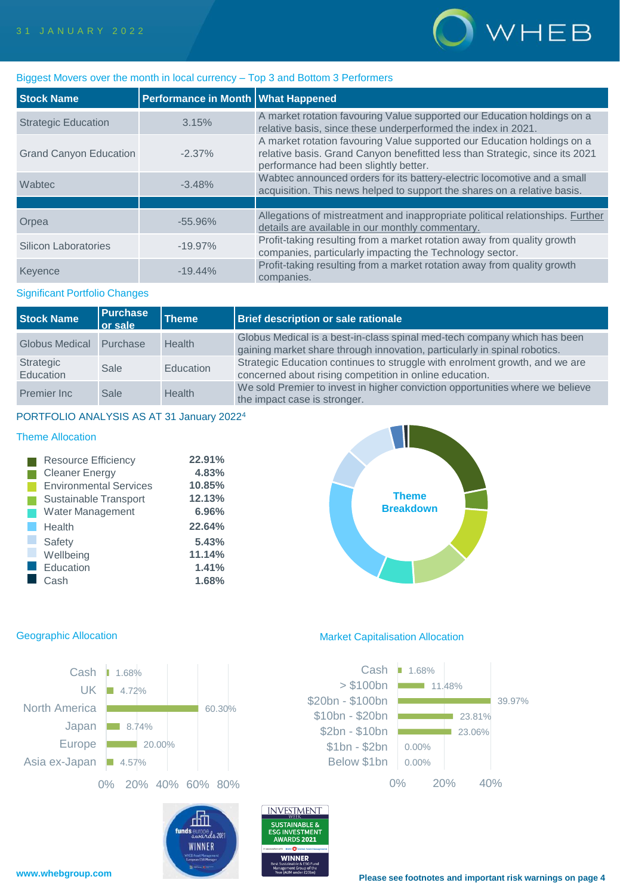## Biggest Movers over the month in local currency – Top 3 and Bottom 3 Performers

| Stock Name | Performance in Month | What Happened |
|---|---|---|
| Strategic Education | 3.15% | A market rotation favouring Value supported our Education holdings on a relative basis, since these underperformed the index in 2021. |
| Grand Canyon Education | -2.37% | A market rotation favouring Value supported our Education holdings on a relative basis. Grand Canyon benefitted less than Strategic, since its 2021 performance had been slightly better. |
| Wabtec | -3.48% | Wabtec announced orders for its battery-electric locomotive and a small acquisition. This news helped to support the shares on a relative basis. |
| | | |
| Orpea | -55.96% | Allegations of mistreatment and inappropriate political relationships. Further details are available in our monthly commentary. |
| Silicon Laboratories | -19.97% | Profit-taking resulting from a market rotation away from quality growth companies, particularly impacting the Technology sector. |
| Keyence | -19.44% | Profit-taking resulting from a market rotation away from quality growth companies. |

## Significant Portfolio Changes

| Stock Name | Purchase or sale | Theme | Brief description or sale rationale |
|---|---|---|---|
| Globus Medical | Purchase | Health | Globus Medical is a best-in-class spinal med-tech company which has been gaining market share through innovation, particularly in spinal robotics. |
| Strategic Education | Sale | Education | Strategic Education continues to struggle with enrolment growth, and we are concerned about rising competition in online education. |
| Premier Inc | Sale | Health | We sold Premier to invest in higher conviction opportunities where we believe the impact case is stronger. |

## PORTFOLIO ANALYSIS AS AT 31 January 2022[4]

### Theme Allocation

| | |
|---|---|
| Resource Efficiency | 22.91% |
| Cleaner Energy | 4.83% |
| Environmental Services | 10.85% |
| Sustainable Transport | 12.13% |
| Water Management | 6.96% |
| Health | 22.64% |
| Safety | 5.43% |
| Wellbeing | 11.14% |
| Education | 1.41% |
| Cash | 1.68% |

Theme Breakdown

### Geographic Allocation

Cash 1.68%
UK 4.72%
North America 60.30%
Japan 8.74%
Europe 20.00%
Asia ex-Japan 4.57%

0% 20% 40% 60% 80%

### Market Capitalisation Allocation

Cash 1.68%
> $100bn 11.48%
$20bn - $100bn 39.97%
$10bn - $20bn 23.81%
$2bn - $10bn 23.06%
$1bn - $2bn 0.00%
Below $1bn 0.00%

0% 20% 40%

funds europe awards 2021 WINNER WHEB Asset Management European ESG Manager

INVESTMENT WEEK SUSTAINABLE & ESG INVESTMENT AWARDS 2021 WINNER Best Sustainable & ESG Fund Management Group of the Year (AUM under £20bn)

www.whebgroup.com

Please see footnotes and important risk warnings on page 4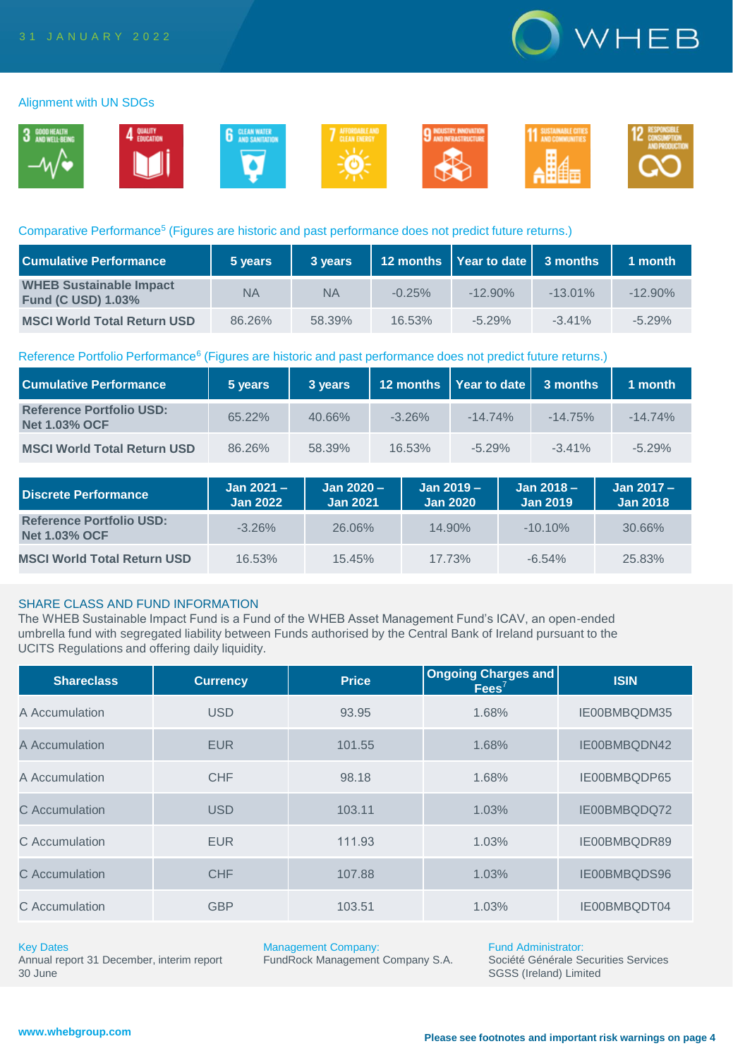## Alignment with UN SDGs

3 GOOD HEALTH AND WELL-BEING

4 QUALITY EDUCATION

6 CLEAN WATER AND SANITATION

7 AFFORDABLE AND CLEAN ENERGY

9 INDUSTRY, INNOVATION AND INFRASTRUCTURE

11 SUSTAINABLE CITIES AND COMMUNITIES

12 RESPONSIBLE CONSUMPTION AND PRODUCTION

## Comparative Performance[5] (Figures are historic and past performance does not predict future returns.)

| Cumulative Performance | 5 years | 3 years | 12 months | Year to date | 3 months | 1 month |
|---|---|---|---|---|---|---|
| WHEB Sustainable Impact Fund (C USD) 1.03% | NA | NA | -0.25% | -12.90% | -13.01% | -12.90% |
| MSCI World Total Return USD | 86.26% | 58.39% | 16.53% | -5.29% | -3.41% | -5.29% |

## Reference Portfolio Performance[6] (Figures are historic and past performance does not predict future returns.)

| Cumulative Performance | 5 years | 3 years | 12 months | Year to date | 3 months | 1 month |
|---|---|---|---|---|---|---|
| Reference Portfolio USD: Net 1.03% OCF | 65.22% | 40.66% | -3.26% | -14.74% | -14.75% | -14.74% |
| MSCI World Total Return USD | 86.26% | 58.39% | 16.53% | -5.29% | -3.41% | -5.29% |

| Discrete Performance | Jan 2021 – Jan 2022 | Jan 2020 – Jan 2021 | Jan 2019 – Jan 2020 | Jan 2018 – Jan 2019 | Jan 2017 – Jan 2018 |
|---|---|---|---|---|---|
| Reference Portfolio USD: Net 1.03% OCF | -3.26% | 26.06% | 14.90% | -10.10% | 30.66% |
| MSCI World Total Return USD | 16.53% | 15.45% | 17.73% | -6.54% | 25.83% |

## SHARE CLASS AND FUND INFORMATION

The WHEB Sustainable Impact Fund is a Fund of the WHEB Asset Management Fund's ICAV, an open-ended umbrella fund with segregated liability between Funds authorised by the Central Bank of Ireland pursuant to the UCITS Regulations and offering daily liquidity.

| Shareclass | Currency | Price | Ongoing Charges and Fees[7] | ISIN |
|---|---|---|---|---|
| A Accumulation | USD | 93.95 | 1.68% | IE00BMBQDM35 |
| A Accumulation | EUR | 101.55 | 1.68% | IE00BMBQDN42 |
| A Accumulation | CHF | 98.18 | 1.68% | IE00BMBQDP65 |
| C Accumulation | USD | 103.11 | 1.03% | IE00BMBQDQ72 |
| C Accumulation | EUR | 111.93 | 1.03% | IE00BMBQDR89 |
| C Accumulation | CHF | 107.88 | 1.03% | IE00BMBQDS96 |
| C Accumulation | GBP | 103.51 | 1.03% | IE00BMBQDT04 |

**Key Dates**
Annual report 31 December, interim report 30 June

**Management Company:**
FundRock Management Company S.A.

**Fund Administrator:**
Société Générale Securities Services SGSS (Ireland) Limited

www.whebgroup.com

**Please see footnotes and important risk warnings on page 4**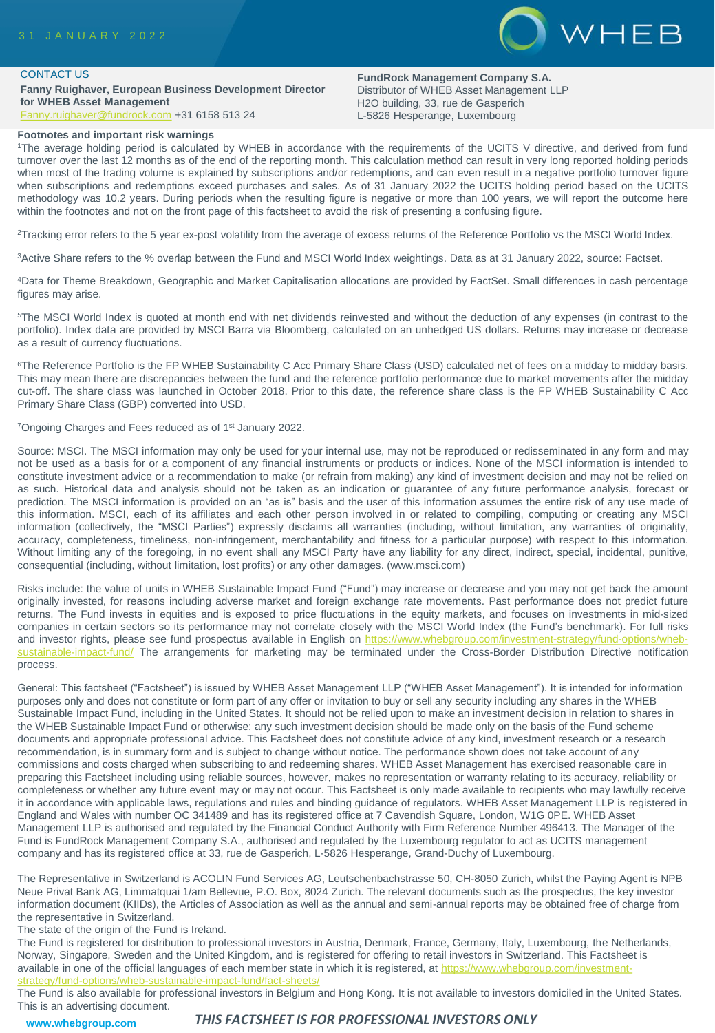31 JANUARY 2022

WHEB

CONTACT US

**Fanny Ruighaver, European Business Development Director for WHEB Asset Management**
Fanny.ruighaver@fundrock.com +31 6158 513 24

**FundRock Management Company S.A.**
Distributor of WHEB Asset Management LLP
H2O building, 33, rue de Gasperich
L-5826 Hesperange, Luxembourg

**Footnotes and important risk warnings**

[1]The average holding period is calculated by WHEB in accordance with the requirements of the UCITS V directive, and derived from fund turnover over the last 12 months as of the end of the reporting month. This calculation method can result in very long reported holding periods when most of the trading volume is explained by subscriptions and/or redemptions, and can even result in a negative portfolio turnover figure when subscriptions and redemptions exceed purchases and sales. As of 31 January 2022 the UCITS holding period based on the UCITS methodology was 10.2 years. During periods when the resulting figure is negative or more than 100 years, we will report the outcome here within the footnotes and not on the front page of this factsheet to avoid the risk of presenting a confusing figure.

[2]Tracking error refers to the 5 year ex-post volatility from the average of excess returns of the Reference Portfolio vs the MSCI World Index.

[3]Active Share refers to the % overlap between the Fund and MSCI World Index weightings. Data as at 31 January 2022, source: Factset.

[4]Data for Theme Breakdown, Geographic and Market Capitalisation allocations are provided by FactSet. Small differences in cash percentage figures may arise.

[5]The MSCI World Index is quoted at month end with net dividends reinvested and without the deduction of any expenses (in contrast to the portfolio). Index data are provided by MSCI Barra via Bloomberg, calculated on an unhedged US dollars. Returns may increase or decrease as a result of currency fluctuations.

[6]The Reference Portfolio is the FP WHEB Sustainability C Acc Primary Share Class (USD) calculated net of fees on a midday to midday basis. This may mean there are discrepancies between the fund and the reference portfolio performance due to market movements after the midday cut-off. The share class was launched in October 2018. Prior to this date, the reference share class is the FP WHEB Sustainability C Acc Primary Share Class (GBP) converted into USD.

[7]Ongoing Charges and Fees reduced as of 1st January 2022.

Source: MSCI. The MSCI information may only be used for your internal use, may not be reproduced or redisseminated in any form and may not be used as a basis for or a component of any financial instruments or products or indices. None of the MSCI information is intended to constitute investment advice or a recommendation to make (or refrain from making) any kind of investment decision and may not be relied on as such. Historical data and analysis should not be taken as an indication or guarantee of any future performance analysis, forecast or prediction. The MSCI information is provided on an "as is" basis and the user of this information assumes the entire risk of any use made of this information. MSCI, each of its affiliates and each other person involved in or related to compiling, computing or creating any MSCI information (collectively, the "MSCI Parties") expressly disclaims all warranties (including, without limitation, any warranties of originality, accuracy, completeness, timeliness, non-infringement, merchantability and fitness for a particular purpose) with respect to this information. Without limiting any of the foregoing, in no event shall any MSCI Party have any liability for any direct, indirect, special, incidental, punitive, consequential (including, without limitation, lost profits) or any other damages. (www.msci.com)

Risks include: the value of units in WHEB Sustainable Impact Fund ("Fund") may increase or decrease and you may not get back the amount originally invested, for reasons including adverse market and foreign exchange rate movements. Past performance does not predict future returns. The Fund invests in equities and is exposed to price fluctuations in the equity markets, and focuses on investments in mid-sized companies in certain sectors so its performance may not correlate closely with the MSCI World Index (the Fund's benchmark). For full risks and investor rights, please see fund prospectus available in English on https://www.whebgroup.com/investment-strategy/fund-options/wheb-sustainable-impact-fund/ The arrangements for marketing may be terminated under the Cross-Border Distribution Directive notification process.

General: This factsheet ("Factsheet") is issued by WHEB Asset Management LLP ("WHEB Asset Management"). It is intended for information purposes only and does not constitute or form part of any offer or invitation to buy or sell any security including any shares in the WHEB Sustainable Impact Fund, including in the United States. It should not be relied upon to make an investment decision in relation to shares in the WHEB Sustainable Impact Fund or otherwise; any such investment decision should be made only on the basis of the Fund scheme documents and appropriate professional advice. This Factsheet does not constitute advice of any kind, investment research or a research recommendation, is in summary form and is subject to change without notice. The performance shown does not take account of any commissions and costs charged when subscribing to and redeeming shares. WHEB Asset Management has exercised reasonable care in preparing this Factsheet including using reliable sources, however, makes no representation or warranty relating to its accuracy, reliability or completeness or whether any future event may or may not occur. This Factsheet is only made available to recipients who may lawfully receive it in accordance with applicable laws, regulations and rules and binding guidance of regulators. WHEB Asset Management LLP is registered in England and Wales with number OC 341489 and has its registered office at 7 Cavendish Square, London, W1G 0PE. WHEB Asset Management LLP is authorised and regulated by the Financial Conduct Authority with Firm Reference Number 496413. The Manager of the Fund is FundRock Management Company S.A., authorised and regulated by the Luxembourg regulator to act as UCITS management company and has its registered office at 33, rue de Gasperich, L-5826 Hesperange, Grand-Duchy of Luxembourg.

The Representative in Switzerland is ACOLIN Fund Services AG, Leutschenbachstrasse 50, CH-8050 Zurich, whilst the Paying Agent is NPB Neue Privat Bank AG, Limmatquai 1/am Bellevue, P.O. Box, 8024 Zurich. The relevant documents such as the prospectus, the key investor information document (KIIDs), the Articles of Association as well as the annual and semi-annual reports may be obtained free of charge from the representative in Switzerland.
The state of the origin of the Fund is Ireland.
The Fund is registered for distribution to professional investors in Austria, Denmark, France, Germany, Italy, Luxembourg, the Netherlands, Norway, Singapore, Sweden and the United Kingdom, and is registered for offering to retail investors in Switzerland. This Factsheet is available in one of the official languages of each member state in which it is registered, at https://www.whebgroup.com/investment-strategy/fund-options/wheb-sustainable-impact-fund/fact-sheets/
The Fund is also available for professional investors in Belgium and Hong Kong. It is not available to investors domiciled in the United States. This is an advertising document.

**www.whebgroup.com** ***THIS FACTSHEET IS FOR PROFESSIONAL INVESTORS ONLY***